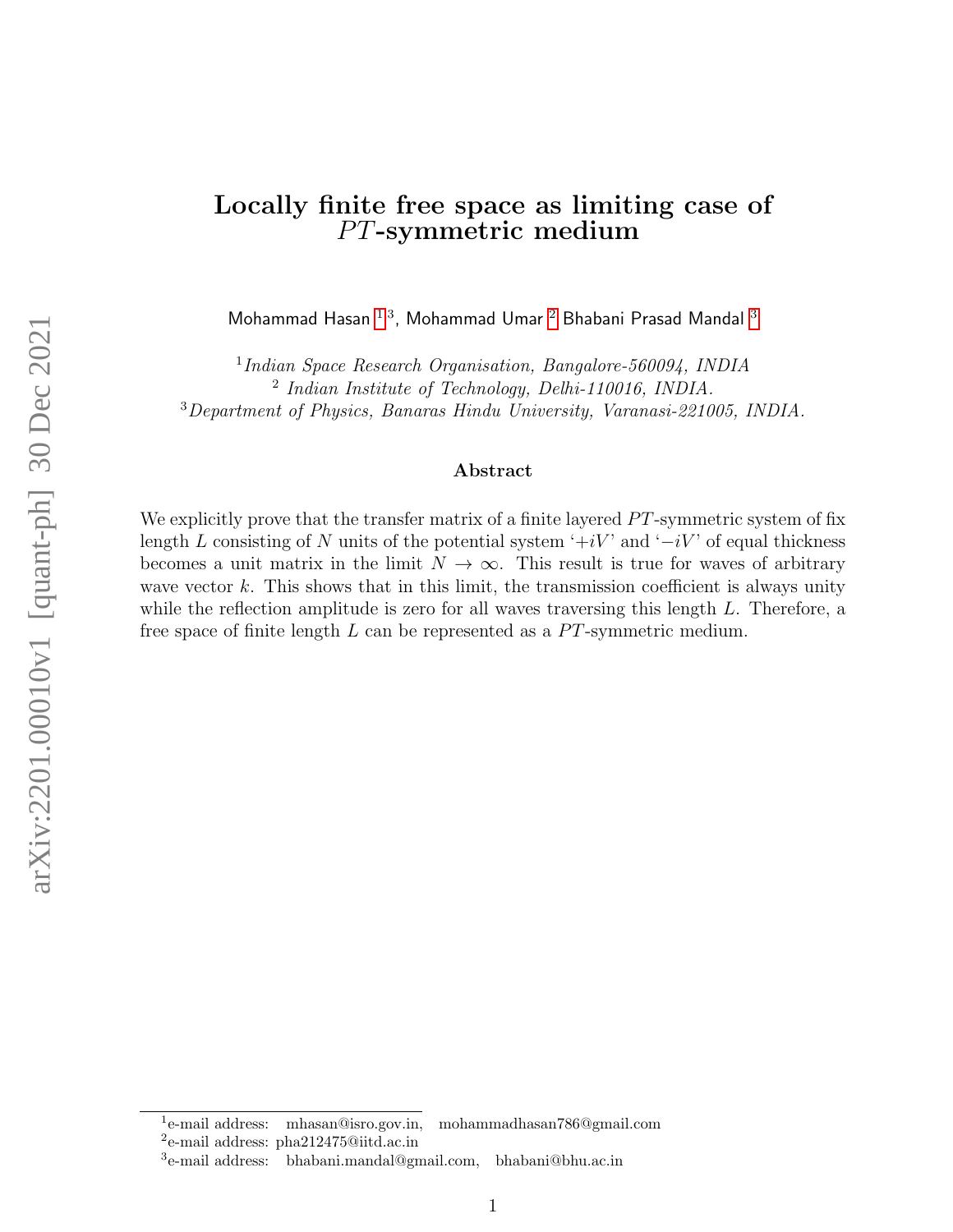# Locally finite free space as limiting case of $PT$-symmetric medium

Mohammad Hasan [1][3], Mohammad Umar [2] Bhabani Prasad Mandal [3]

[1] *Indian Space Research Organisation, Bangalore-560094, INDIA*
[2] *Indian Institute of Technology, Delhi-110016, INDIA.*
[3] *Department of Physics, Banaras Hindu University, Varanasi-221005, INDIA.*

## Abstract

We explicitly prove that the transfer matrix of a finite layered $PT$-symmetric system of fix length $L$ consisting of $N$ units of the potential system '$+iV$' and '$-iV$' of equal thickness becomes a unit matrix in the limit $N \rightarrow \infty$. This result is true for waves of arbitrary wave vector $k$. This shows that in this limit, the transmission coefficient is always unity while the reflection amplitude is zero for all waves traversing this length $L$. Therefore, a free space of finite length $L$ can be represented as a $PT$-symmetric medium.

---

[1] e-mail address: mhasan@isro.gov.in, mohammadhasan786@gmail.com
[2] e-mail address: pha212475@iitd.ac.in
[3] e-mail address: bhabani.mandal@gmail.com, bhabani@bhu.ac.in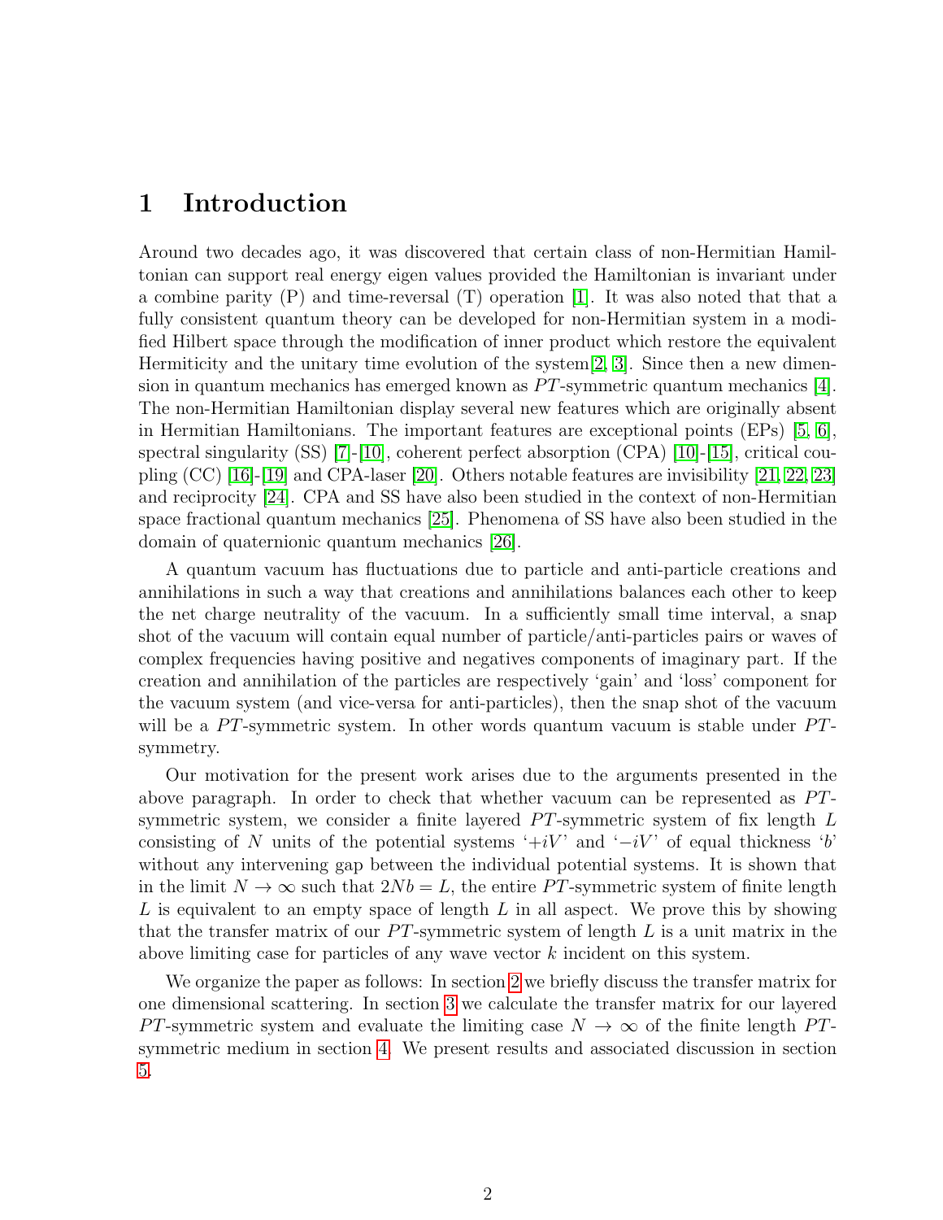# 1 Introduction

Around two decades ago, it was discovered that certain class of non-Hermitian Hamiltonian can support real energy eigen values provided the Hamiltonian is invariant under a combine parity (P) and time-reversal (T) operation [1]. It was also noted that that a fully consistent quantum theory can be developed for non-Hermitian system in a modified Hilbert space through the modification of inner product which restore the equivalent Hermiticity and the unitary time evolution of the system[2, 3]. Since then a new dimension in quantum mechanics has emerged known as $PT$-symmetric quantum mechanics [4]. The non-Hermitian Hamiltonian display several new features which are originally absent in Hermitian Hamiltonians. The important features are exceptional points (EPs) [5, 6], spectral singularity (SS) [7]-[10], coherent perfect absorption (CPA) [10]-[15], critical coupling (CC) [16]-[19] and CPA-laser [20]. Others notable features are invisibility [21, 22, 23] and reciprocity [24]. CPA and SS have also been studied in the context of non-Hermitian space fractional quantum mechanics [25]. Phenomena of SS have also been studied in the domain of quaternionic quantum mechanics [26].

A quantum vacuum has fluctuations due to particle and anti-particle creations and annihilations in such a way that creations and annihilations balances each other to keep the net charge neutrality of the vacuum. In a sufficiently small time interval, a snap shot of the vacuum will contain equal number of particle/anti-particles pairs or waves of complex frequencies having positive and negatives components of imaginary part. If the creation and annihilation of the particles are respectively 'gain' and 'loss' component for the vacuum system (and vice-versa for anti-particles), then the snap shot of the vacuum will be a $PT$-symmetric system. In other words quantum vacuum is stable under $PT$-symmetry.

Our motivation for the present work arises due to the arguments presented in the above paragraph. In order to check that whether vacuum can be represented as $PT$-symmetric system, we consider a finite layered $PT$-symmetric system of fix length $L$ consisting of $N$ units of the potential systems '$+iV$' and '$-iV$' of equal thickness '$b$' without any intervening gap between the individual potential systems. It is shown that in the limit $N \to \infty$ such that $2Nb = L$, the entire $PT$-symmetric system of finite length $L$ is equivalent to an empty space of length $L$ in all aspect. We prove this by showing that the transfer matrix of our $PT$-symmetric system of length $L$ is a unit matrix in the above limiting case for particles of any wave vector $k$ incident on this system.

We organize the paper as follows: In section 2 we briefly discuss the transfer matrix for one dimensional scattering. In section 3 we calculate the transfer matrix for our layered $PT$-symmetric system and evaluate the limiting case $N \to \infty$ of the finite length $PT$-symmetric medium in section 4. We present results and associated discussion in section 5.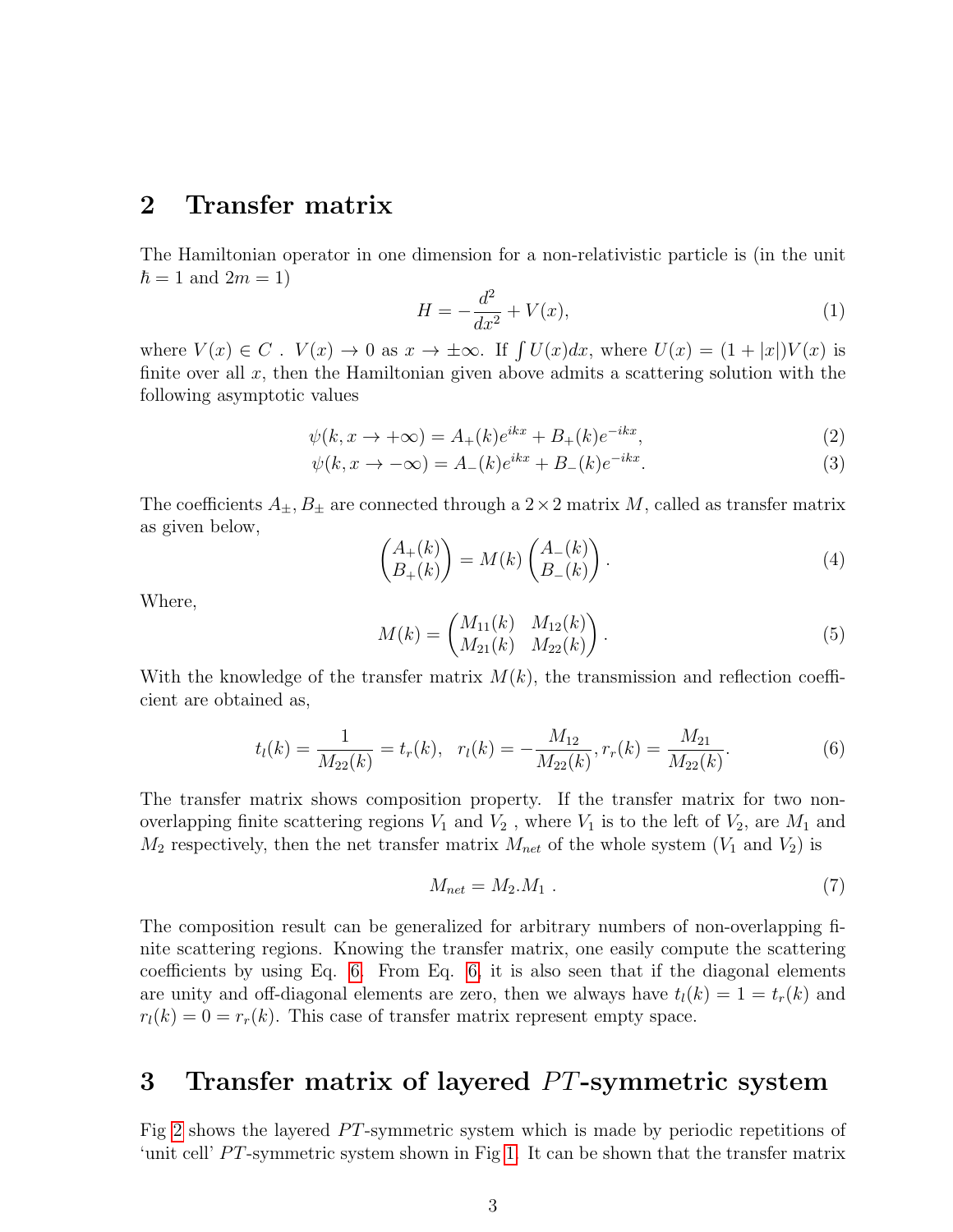## 2 Transfer matrix

The Hamiltonian operator in one dimension for a non-relativistic particle is (in the unit $\hbar = 1$ and $2m = 1$)

$$H = -\frac{d^2}{dx^2} + V(x), \tag{1}$$

where $V(x) \in C$ . $V(x) \to 0$ as $x \to \pm\infty$. If $\int U(x)dx$, where $U(x) = (1 + |x|)V(x)$ is finite over all $x$, then the Hamiltonian given above admits a scattering solution with the following asymptotic values

$$\psi(k, x \to +\infty) = A_+(k)e^{ikx} + B_+(k)e^{-ikx}, \tag{2}$$

$$\psi(k, x \to -\infty) = A_-(k)e^{ikx} + B_-(k)e^{-ikx}. \tag{3}$$

The coefficients $A_\pm, B_\pm$ are connected through a $2 \times 2$ matrix $M$, called as transfer matrix as given below,

$$\begin{pmatrix} A_+(k) \\ B_+(k) \end{pmatrix} = M(k) \begin{pmatrix} A_-(k) \\ B_-(k) \end{pmatrix}. \tag{4}$$

Where,

$$M(k) = \begin{pmatrix} M_{11}(k) & M_{12}(k) \\ M_{21}(k) & M_{22}(k) \end{pmatrix}. \tag{5}$$

With the knowledge of the transfer matrix $M(k)$, the transmission and reflection coefficient are obtained as,

$$t_l(k) = \frac{1}{M_{22}(k)} = t_r(k), \quad r_l(k) = -\frac{M_{12}}{M_{22}(k)}, r_r(k) = \frac{M_{21}}{M_{22}(k)}. \tag{6}$$

The transfer matrix shows composition property. If the transfer matrix for two non-overlapping finite scattering regions $V_1$ and $V_2$ , where $V_1$ is to the left of $V_2$, are $M_1$ and $M_2$ respectively, then the net transfer matrix $M_{net}$ of the whole system ($V_1$ and $V_2$) is

$$M_{net} = M_2.M_1 \ . \tag{7}$$

The composition result can be generalized for arbitrary numbers of non-overlapping finite scattering regions. Knowing the transfer matrix, one easily compute the scattering coefficients by using Eq. 6. From Eq. 6, it is also seen that if the diagonal elements are unity and off-diagonal elements are zero, then we always have $t_l(k) = 1 = t_r(k)$ and $r_l(k) = 0 = r_r(k)$. This case of transfer matrix represent empty space.

## 3 Transfer matrix of layered $PT$-symmetric system

Fig 2 shows the layered $PT$-symmetric system which is made by periodic repetitions of 'unit cell' $PT$-symmetric system shown in Fig 1. It can be shown that the transfer matrix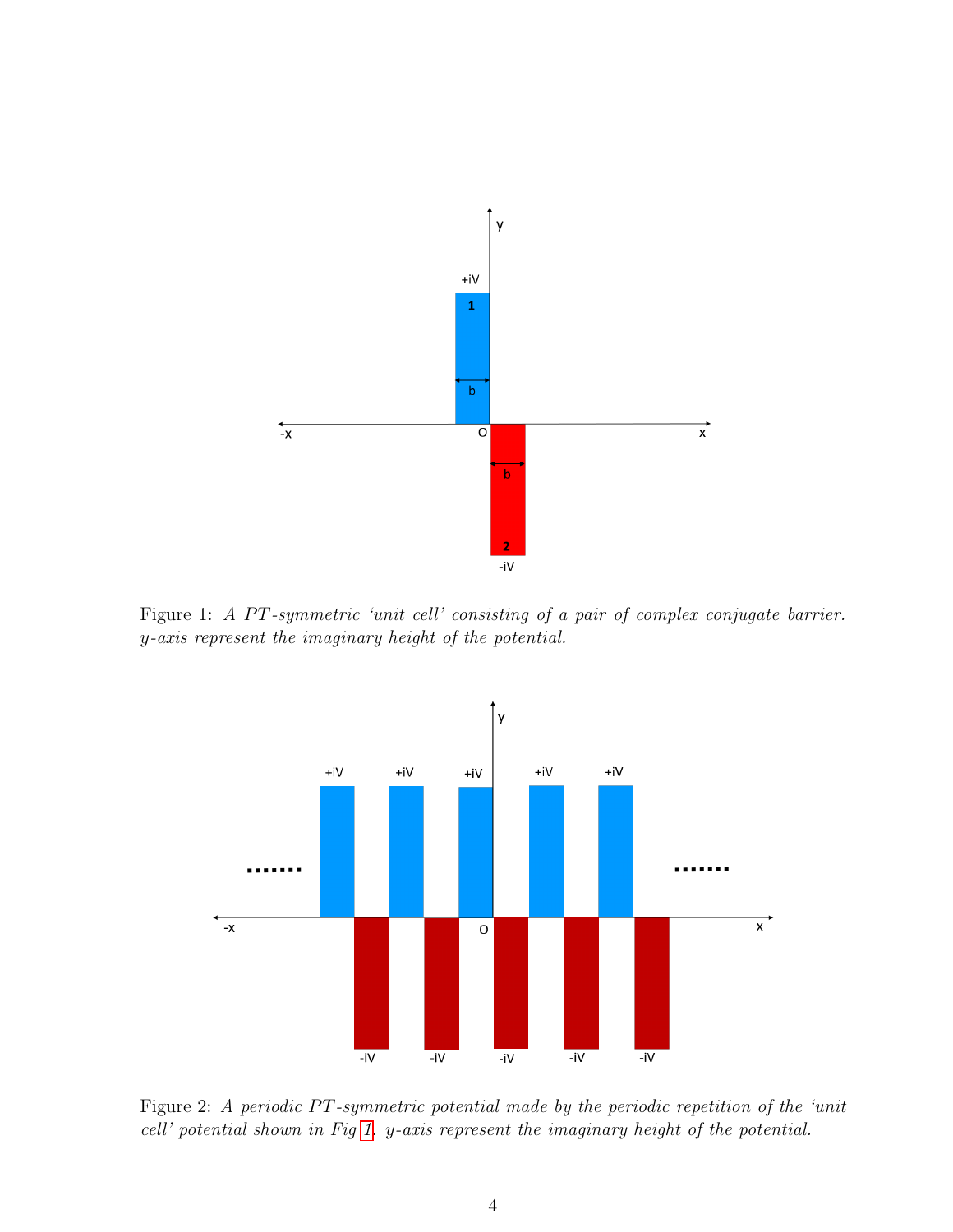Figure 1: *A PT-symmetric 'unit cell' consisting of a pair of complex conjugate barrier. y-axis represent the imaginary height of the potential.*

Figure 2: *A periodic PT-symmetric potential made by the periodic repetition of the 'unit cell' potential shown in Fig 1. y-axis represent the imaginary height of the potential.*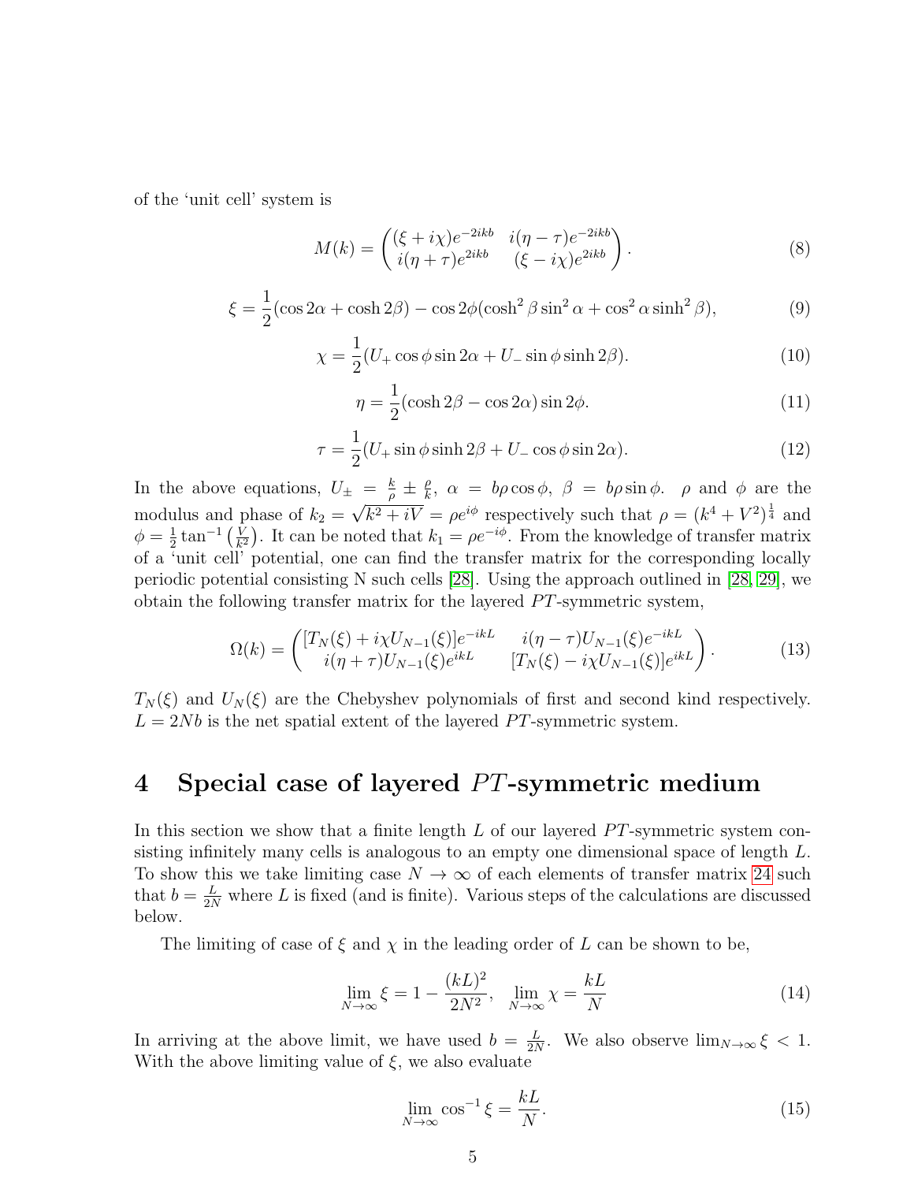of the 'unit cell' system is

$$M(k) = \begin{pmatrix} (\xi + i\chi)e^{-2ikb} & i(\eta - \tau)e^{-2ikb} \\ i(\eta + \tau)e^{2ikb} & (\xi - i\chi)e^{2ikb} \end{pmatrix}. \tag{8}$$

$$\xi = \frac{1}{2}(\cos 2\alpha + \cosh 2\beta) - \cos 2\phi(\cosh^2 \beta \sin^2 \alpha + \cos^2 \alpha \sinh^2 \beta), \tag{9}$$

$$\chi = \frac{1}{2}(U_+ \cos \phi \sin 2\alpha + U_- \sin \phi \sinh 2\beta). \tag{10}$$

$$\eta = \frac{1}{2}(\cosh 2\beta - \cos 2\alpha) \sin 2\phi. \tag{11}$$

$$\tau = \frac{1}{2}(U_+ \sin \phi \sinh 2\beta + U_- \cos \phi \sin 2\alpha). \tag{12}$$

In the above equations, $U_\pm = \frac{k}{\rho} \pm \frac{\rho}{k}$, $\alpha = b\rho \cos \phi$, $\beta = b\rho \sin \phi$. $\rho$ and $\phi$ are the modulus and phase of $k_2 = \sqrt{k^2 + iV} = \rho e^{i\phi}$ respectively such that $\rho = (k^4 + V^2)^{\frac{1}{4}}$ and $\phi = \frac{1}{2}\tan^{-1}\left(\frac{V}{k^2}\right)$. It can be noted that $k_1 = \rho e^{-i\phi}$. From the knowledge of transfer matrix of a 'unit cell' potential, one can find the transfer matrix for the corresponding locally periodic potential consisting N such cells [28]. Using the approach outlined in [28, 29], we obtain the following transfer matrix for the layered $PT$-symmetric system,

$$\Omega(k) = \begin{pmatrix} [T_N(\xi) + i\chi U_{N-1}(\xi)]e^{-ikL} & i(\eta - \tau)U_{N-1}(\xi)e^{-ikL} \\ i(\eta + \tau)U_{N-1}(\xi)e^{ikL} & [T_N(\xi) - i\chi U_{N-1}(\xi)]e^{ikL} \end{pmatrix}. \tag{13}$$

$T_N(\xi)$ and $U_N(\xi)$ are the Chebyshev polynomials of first and second kind respectively. $L = 2Nb$ is the net spatial extent of the layered $PT$-symmetric system.

# 4 Special case of layered $PT$-symmetric medium

In this section we show that a finite length $L$ of our layered $PT$-symmetric system consisting infinitely many cells is analogous to an empty one dimensional space of length $L$. To show this we take limiting case $N \to \infty$ of each elements of transfer matrix 24 such that $b = \frac{L}{2N}$ where $L$ is fixed (and is finite). Various steps of the calculations are discussed below.

The limiting of case of $\xi$ and $\chi$ in the leading order of $L$ can be shown to be,

$$\lim_{N\to\infty} \xi = 1 - \frac{(kL)^2}{2N^2}, \quad \lim_{N\to\infty} \chi = \frac{kL}{N} \tag{14}$$

In arriving at the above limit, we have used $b = \frac{L}{2N}$. We also observe $\lim_{N\to\infty} \xi < 1$. With the above limiting value of $\xi$, we also evaluate

$$\lim_{N\to\infty} \cos^{-1} \xi = \frac{kL}{N}. \tag{15}$$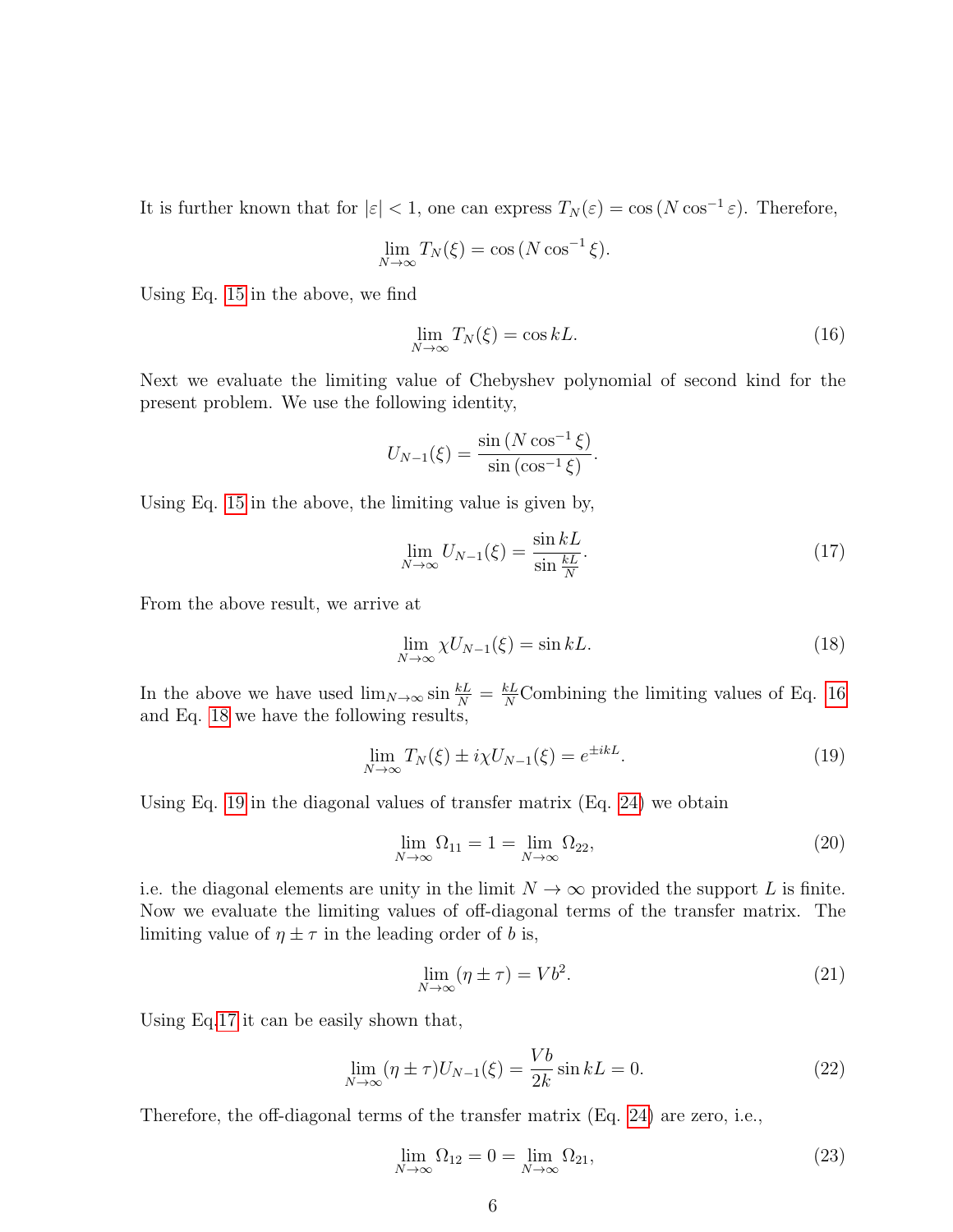It is further known that for $|\varepsilon| < 1$, one can express $T_N(\varepsilon) = \cos\left(N\cos^{-1}\varepsilon\right)$. Therefore,

$$\lim_{N\to\infty} T_N(\xi) = \cos\left(N\cos^{-1}\xi\right).$$

Using Eq. 15 in the above, we find

$$\lim_{N\to\infty} T_N(\xi) = \cos kL. \tag{16}$$

Next we evaluate the limiting value of Chebyshev polynomial of second kind for the present problem. We use the following identity,

$$U_{N-1}(\xi) = \frac{\sin\left(N\cos^{-1}\xi\right)}{\sin\left(\cos^{-1}\xi\right)}.$$

Using Eq. 15 in the above, the limiting value is given by,

$$\lim_{N\to\infty} U_{N-1}(\xi) = \frac{\sin kL}{\sin\frac{kL}{N}}. \tag{17}$$

From the above result, we arrive at

$$\lim_{N\to\infty} \chi U_{N-1}(\xi) = \sin kL. \tag{18}$$

In the above we have used $\lim_{N\to\infty}\sin\frac{kL}{N} = \frac{kL}{N}$Combining the limiting values of Eq. 16 and Eq. 18 we have the following results,

$$\lim_{N\to\infty} T_N(\xi) \pm i\chi U_{N-1}(\xi) = e^{\pm ikL}. \tag{19}$$

Using Eq. 19 in the diagonal values of transfer matrix (Eq. 24) we obtain

$$\lim_{N\to\infty} \Omega_{11} = 1 = \lim_{N\to\infty} \Omega_{22}, \tag{20}$$

i.e. the diagonal elements are unity in the limit $N \to \infty$ provided the support $L$ is finite. Now we evaluate the limiting values of off-diagonal terms of the transfer matrix. The limiting value of $\eta \pm \tau$ in the leading order of $b$ is,

$$\lim_{N\to\infty} (\eta \pm \tau) = Vb^2. \tag{21}$$

Using Eq.17 it can be easily shown that,

$$\lim_{N\to\infty} (\eta \pm \tau) U_{N-1}(\xi) = \frac{Vb}{2k}\sin kL = 0. \tag{22}$$

Therefore, the off-diagonal terms of the transfer matrix (Eq. 24) are zero, i.e.,

$$\lim_{N\to\infty} \Omega_{12} = 0 = \lim_{N\to\infty} \Omega_{21}, \tag{23}$$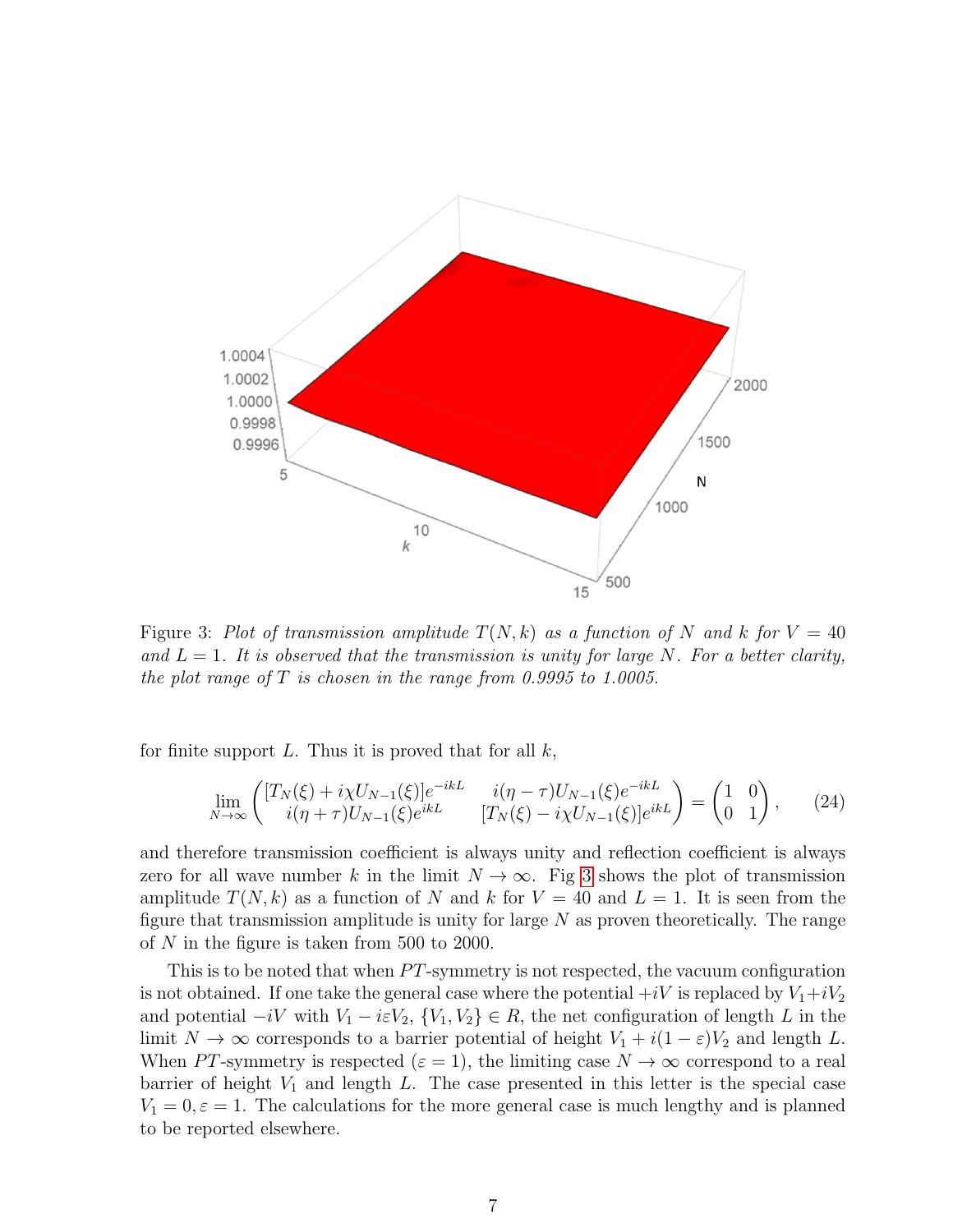Figure 3: *Plot of transmission amplitude $T(N,k)$ as a function of $N$ and $k$ for $V = 40$ and $L = 1$. It is observed that the transmission is unity for large $N$. For a better clarity, the plot range of $T$ is chosen in the range from 0.9995 to 1.0005.*

for finite support $L$. Thus it is proved that for all $k$,

$$\lim_{N\to\infty} \begin{pmatrix} [T_N(\xi) + i\chi U_{N-1}(\xi)]e^{-ikL} & i(\eta-\tau)U_{N-1}(\xi)e^{-ikL} \\ i(\eta+\tau)U_{N-1}(\xi)e^{ikL} & [T_N(\xi) - i\chi U_{N-1}(\xi)]e^{ikL} \end{pmatrix} = \begin{pmatrix} 1 & 0 \\ 0 & 1 \end{pmatrix}, \tag{24}$$

and therefore transmission coefficient is always unity and reflection coefficient is always zero for all wave number $k$ in the limit $N \to \infty$. Fig 3 shows the plot of transmission amplitude $T(N,k)$ as a function of $N$ and $k$ for $V = 40$ and $L = 1$. It is seen from the figure that transmission amplitude is unity for large $N$ as proven theoretically. The range of $N$ in the figure is taken from 500 to 2000.

This is to be noted that when $PT$-symmetry is not respected, the vacuum configuration is not obtained. If one take the general case where the potential $+iV$ is replaced by $V_1+iV_2$ and potential $-iV$ with $V_1 - i\varepsilon V_2$, $\{V_1, V_2\} \in R$, the net configuration of length $L$ in the limit $N \to \infty$ corresponds to a barrier potential of height $V_1 + i(1-\varepsilon)V_2$ and length $L$. When $PT$-symmetry is respected ($\varepsilon = 1$), the limiting case $N \to \infty$ correspond to a real barrier of height $V_1$ and length $L$. The case presented in this letter is the special case $V_1 = 0, \varepsilon = 1$. The calculations for the more general case is much lengthy and is planned to be reported elsewhere.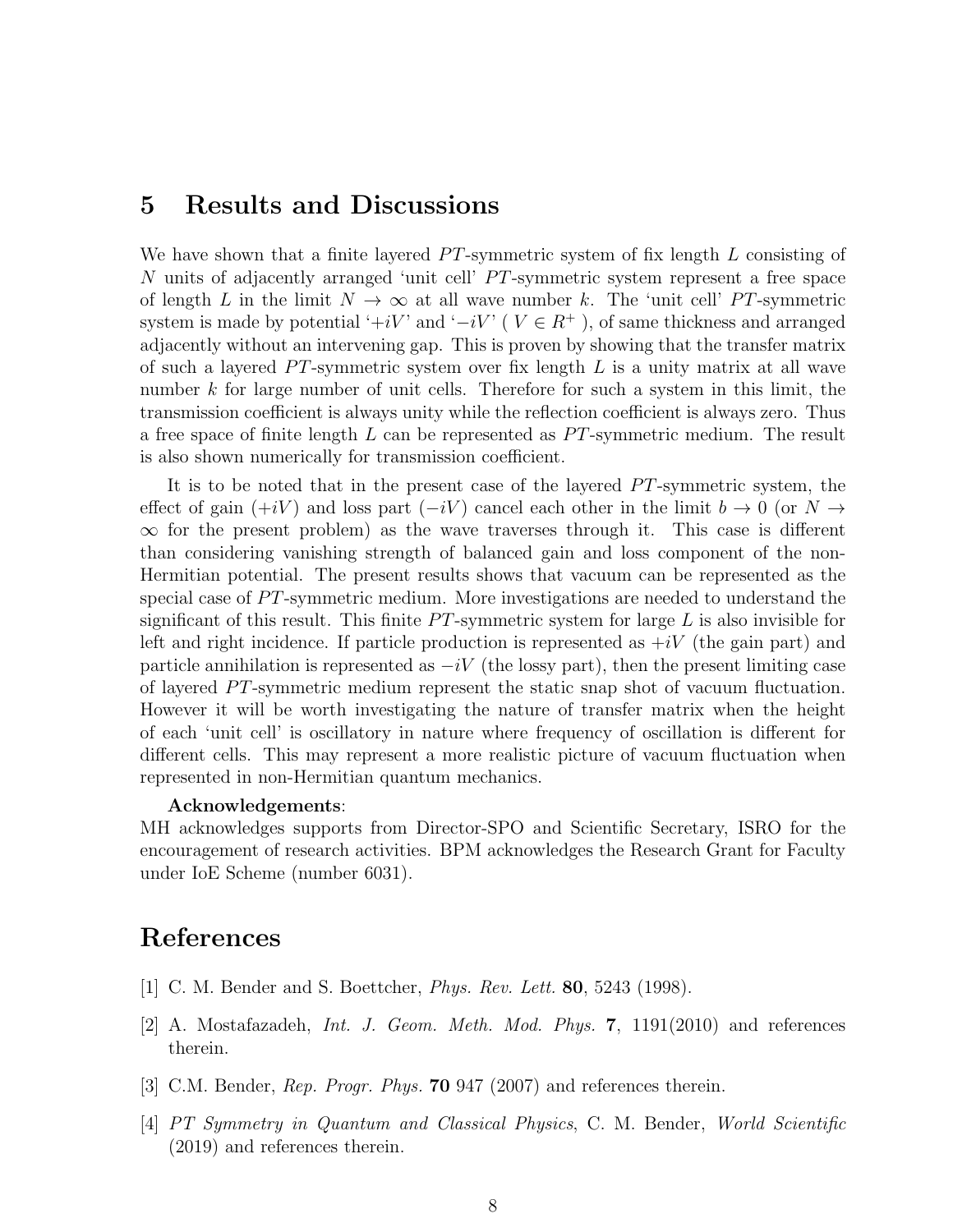## 5 Results and Discussions

We have shown that a finite layered $PT$-symmetric system of fix length $L$ consisting of $N$ units of adjacently arranged 'unit cell' $PT$-symmetric system represent a free space of length $L$ in the limit $N \to \infty$ at all wave number $k$. The 'unit cell' $PT$-symmetric system is made by potential '$+iV$' and '$-iV$' ( $V \in R^+$ ), of same thickness and arranged adjacently without an intervening gap. This is proven by showing that the transfer matrix of such a layered $PT$-symmetric system over fix length $L$ is a unity matrix at all wave number $k$ for large number of unit cells. Therefore for such a system in this limit, the transmission coefficient is always unity while the reflection coefficient is always zero. Thus a free space of finite length $L$ can be represented as $PT$-symmetric medium. The result is also shown numerically for transmission coefficient.

It is to be noted that in the present case of the layered $PT$-symmetric system, the effect of gain $(+iV)$ and loss part $(-iV)$ cancel each other in the limit $b \to 0$ (or $N \to \infty$ for the present problem) as the wave traverses through it. This case is different than considering vanishing strength of balanced gain and loss component of the non-Hermitian potential. The present results shows that vacuum can be represented as the special case of $PT$-symmetric medium. More investigations are needed to understand the significant of this result. This finite $PT$-symmetric system for large $L$ is also invisible for left and right incidence. If particle production is represented as $+iV$ (the gain part) and particle annihilation is represented as $-iV$ (the lossy part), then the present limiting case of layered $PT$-symmetric medium represent the static snap shot of vacuum fluctuation. However it will be worth investigating the nature of transfer matrix when the height of each 'unit cell' is oscillatory in nature where frequency of oscillation is different for different cells. This may represent a more realistic picture of vacuum fluctuation when represented in non-Hermitian quantum mechanics.

**Acknowledgements**:
MH acknowledges supports from Director-SPO and Scientific Secretary, ISRO for the encouragement of research activities. BPM acknowledges the Research Grant for Faculty under IoE Scheme (number 6031).

# References

[1] C. M. Bender and S. Boettcher, *Phys. Rev. Lett.* **80**, 5243 (1998).

[2] A. Mostafazadeh, *Int. J. Geom. Meth. Mod. Phys.* **7**, 1191(2010) and references therein.

[3] C.M. Bender, *Rep. Progr. Phys.* **70** 947 (2007) and references therein.

[4] *PT Symmetry in Quantum and Classical Physics*, C. M. Bender, *World Scientific* (2019) and references therein.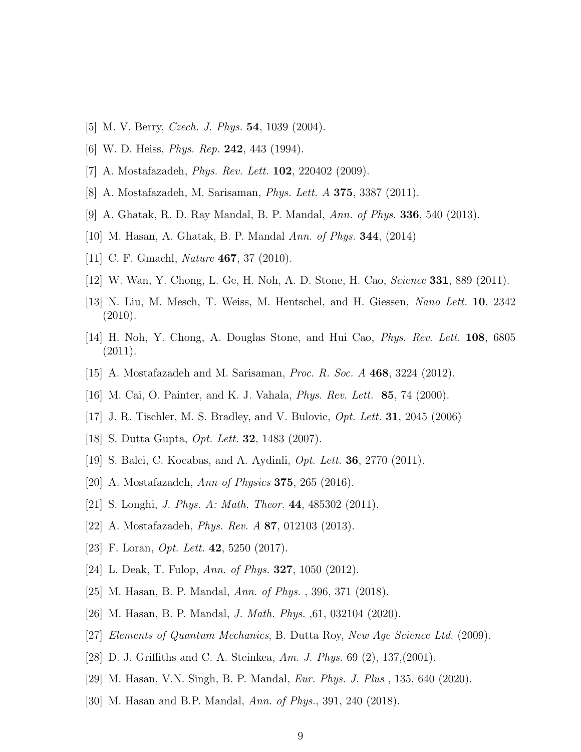[5] M. V. Berry, *Czech. J. Phys.* **54**, 1039 (2004).

[6] W. D. Heiss, *Phys. Rep.* **242**, 443 (1994).

[7] A. Mostafazadeh, *Phys. Rev. Lett.* **102**, 220402 (2009).

[8] A. Mostafazadeh, M. Sarisaman, *Phys. Lett. A* **375**, 3387 (2011).

[9] A. Ghatak, R. D. Ray Mandal, B. P. Mandal, *Ann. of Phys.* **336**, 540 (2013).

[10] M. Hasan, A. Ghatak, B. P. Mandal *Ann. of Phys.* **344**, (2014)

[11] C. F. Gmachl, *Nature* **467**, 37 (2010).

[12] W. Wan, Y. Chong, L. Ge, H. Noh, A. D. Stone, H. Cao, *Science* **331**, 889 (2011).

[13] N. Liu, M. Mesch, T. Weiss, M. Hentschel, and H. Giessen, *Nano Lett.* **10**, 2342 (2010).

[14] H. Noh, Y. Chong, A. Douglas Stone, and Hui Cao, *Phys. Rev. Lett.* **108**, 6805 (2011).

[15] A. Mostafazadeh and M. Sarisaman, *Proc. R. Soc. A* **468**, 3224 (2012).

[16] M. Cai, O. Painter, and K. J. Vahala, *Phys. Rev. Lett.* **85**, 74 (2000).

[17] J. R. Tischler, M. S. Bradley, and V. Bulovic, *Opt. Lett.* **31**, 2045 (2006)

[18] S. Dutta Gupta, *Opt. Lett.* **32**, 1483 (2007).

[19] S. Balci, C. Kocabas, and A. Aydinli, *Opt. Lett.* **36**, 2770 (2011).

[20] A. Mostafazadeh, *Ann of Physics* **375**, 265 (2016).

[21] S. Longhi, *J. Phys. A: Math. Theor.* **44**, 485302 (2011).

[22] A. Mostafazadeh, *Phys. Rev. A* **87**, 012103 (2013).

[23] F. Loran, *Opt. Lett.* **42**, 5250 (2017).

[24] L. Deak, T. Fulop, *Ann. of Phys.* **327**, 1050 (2012).

[25] M. Hasan, B. P. Mandal, *Ann. of Phys.* , 396, 371 (2018).

[26] M. Hasan, B. P. Mandal, *J. Math. Phys.* ,61, 032104 (2020).

[27] *Elements of Quantum Mechanics*, B. Dutta Roy, *New Age Science Ltd.* (2009).

[28] D. J. Griffiths and C. A. Steinkea, *Am. J. Phys.* 69 (2), 137,(2001).

[29] M. Hasan, V.N. Singh, B. P. Mandal, *Eur. Phys. J. Plus* , 135, 640 (2020).

[30] M. Hasan and B.P. Mandal, *Ann. of Phys.*, 391, 240 (2018).